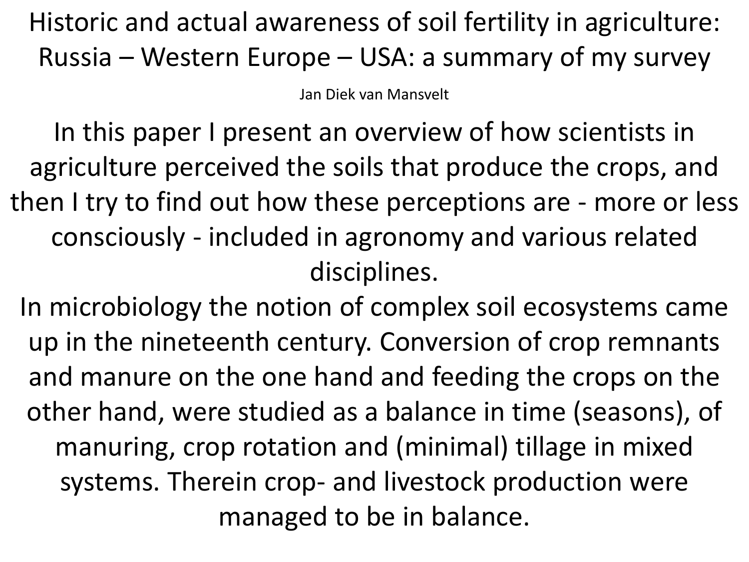# Historic and actual awareness of soil fertility in agriculture: Russia – Western Europe – USA: a summary of my survey

Jan Diek van Mansvelt

In this paper I present an overview of how scientists in agriculture perceived the soils that produce the crops, and then I try to find out how these perceptions are - more or less consciously - included in agronomy and various related disciplines.

In microbiology the notion of complex soil ecosystems came up in the nineteenth century. Conversion of crop remnants and manure on the one hand and feeding the crops on the other hand, were studied as a balance in time (seasons), of manuring, crop rotation and (minimal) tillage in mixed systems. Therein crop- and livestock production were managed to be in balance.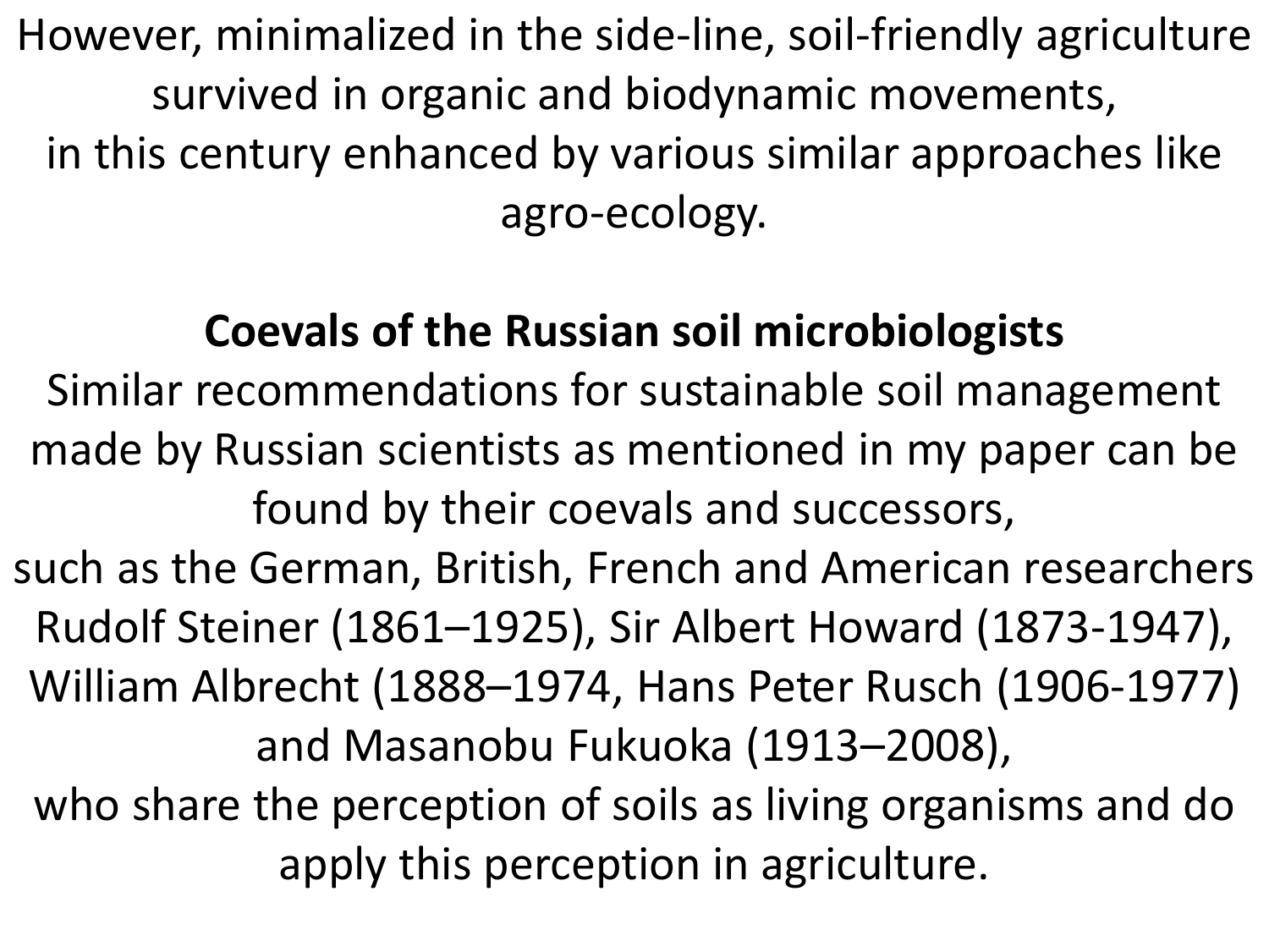However, minimalized in the side-line, soil-friendly agriculture survived in organic and biodynamic movements, in this century enhanced by various similar approaches like agro-ecology.

**Coevals of the Russian soil microbiologists**

Similar recommendations for sustainable soil management made by Russian scientists as mentioned in my paper can be found by their coevals and successors, such as the German, British, French and American researchers Rudolf Steiner (1861–1925), Sir Albert Howard (1873-1947), William Albrecht (1888–1974, Hans Peter Rusch (1906-1977) and Masanobu Fukuoka (1913–2008), who share the perception of soils as living organisms and do apply this perception in agriculture.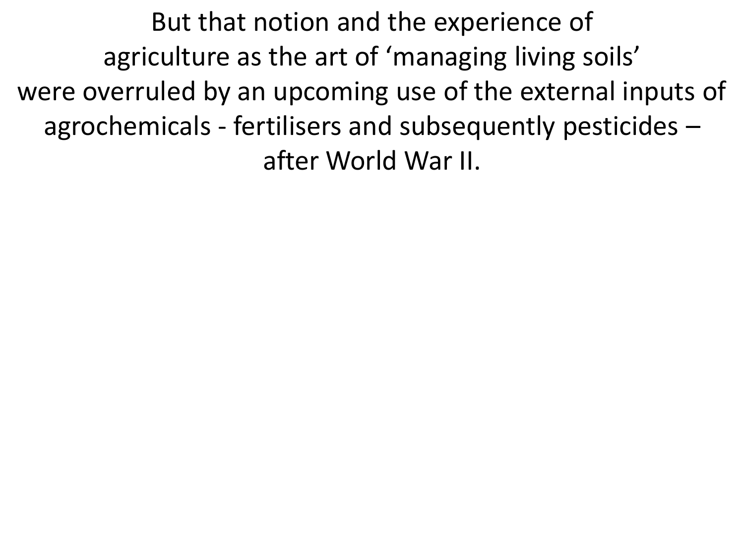But that notion and the experience of agriculture as the art of ‘managing living soils’ were overruled by an upcoming use of the external inputs of agrochemicals - fertilisers and subsequently pesticides – after World War II.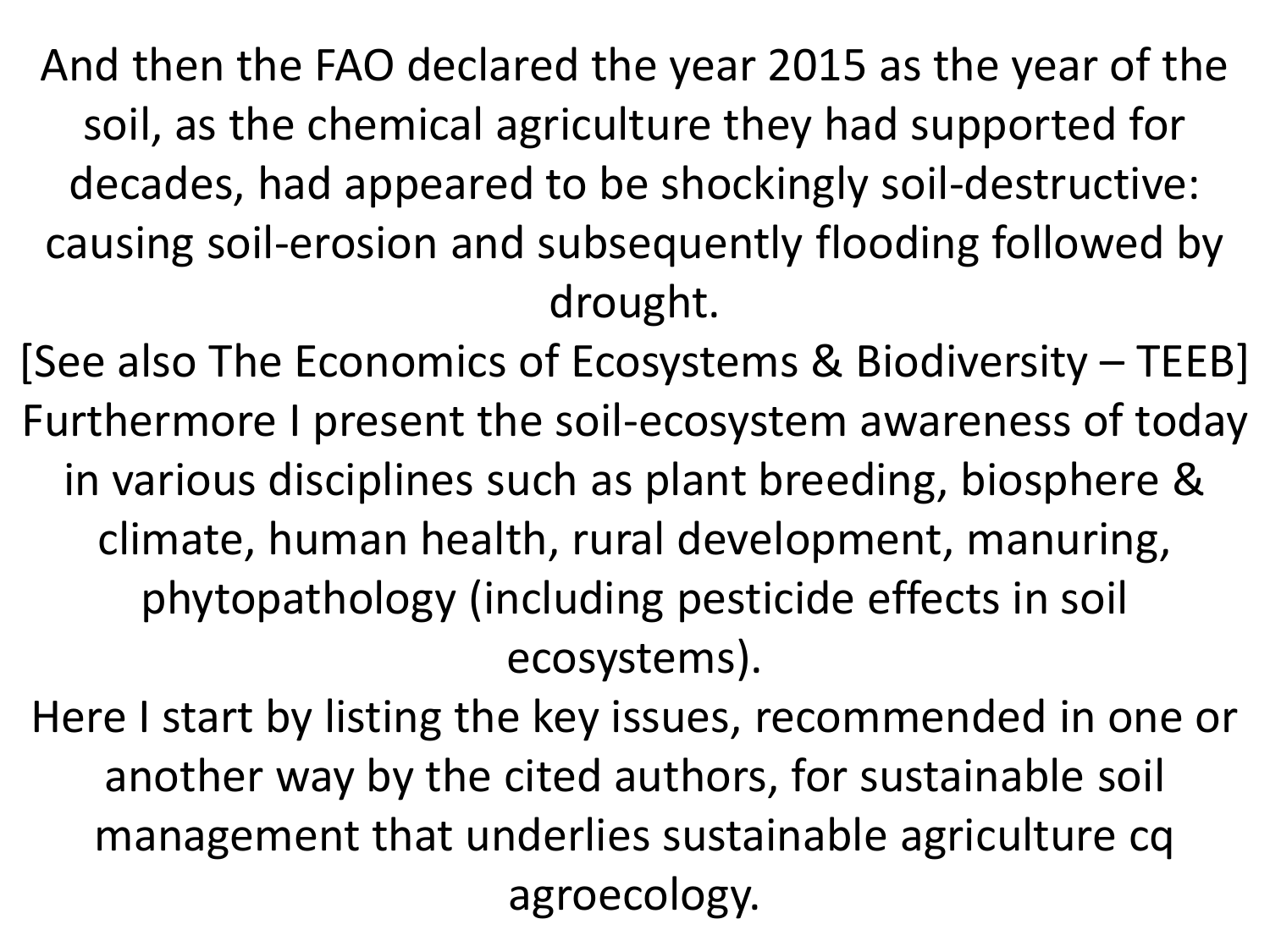And then the FAO declared the year 2015 as the year of the soil, as the chemical agriculture they had supported for decades, had appeared to be shockingly soil-destructive: causing soil-erosion and subsequently flooding followed by drought.

[See also The Economics of Ecosystems & Biodiversity – TEEB]

Furthermore I present the soil-ecosystem awareness of today in various disciplines such as plant breeding, biosphere & climate, human health, rural development, manuring, phytopathology (including pesticide effects in soil ecosystems).

Here I start by listing the key issues, recommended in one or another way by the cited authors, for sustainable soil management that underlies sustainable agriculture cq agroecology.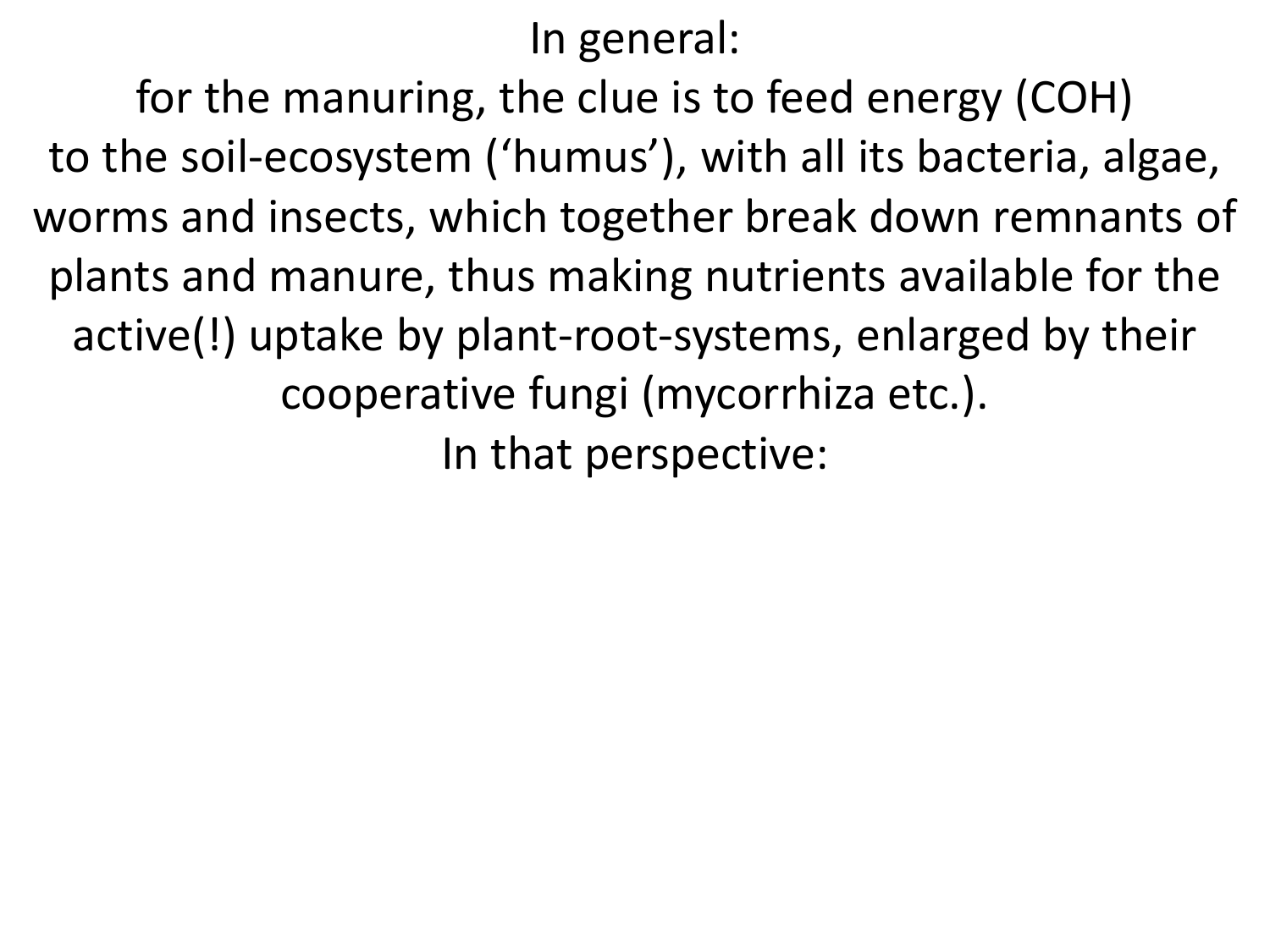In general:

for the manuring, the clue is to feed energy (COH) to the soil-ecosystem (‘humus’), with all its bacteria, algae, worms and insects, which together break down remnants of plants and manure, thus making nutrients available for the active(!) uptake by plant-root-systems, enlarged by their cooperative fungi (mycorrhiza etc.).

In that perspective: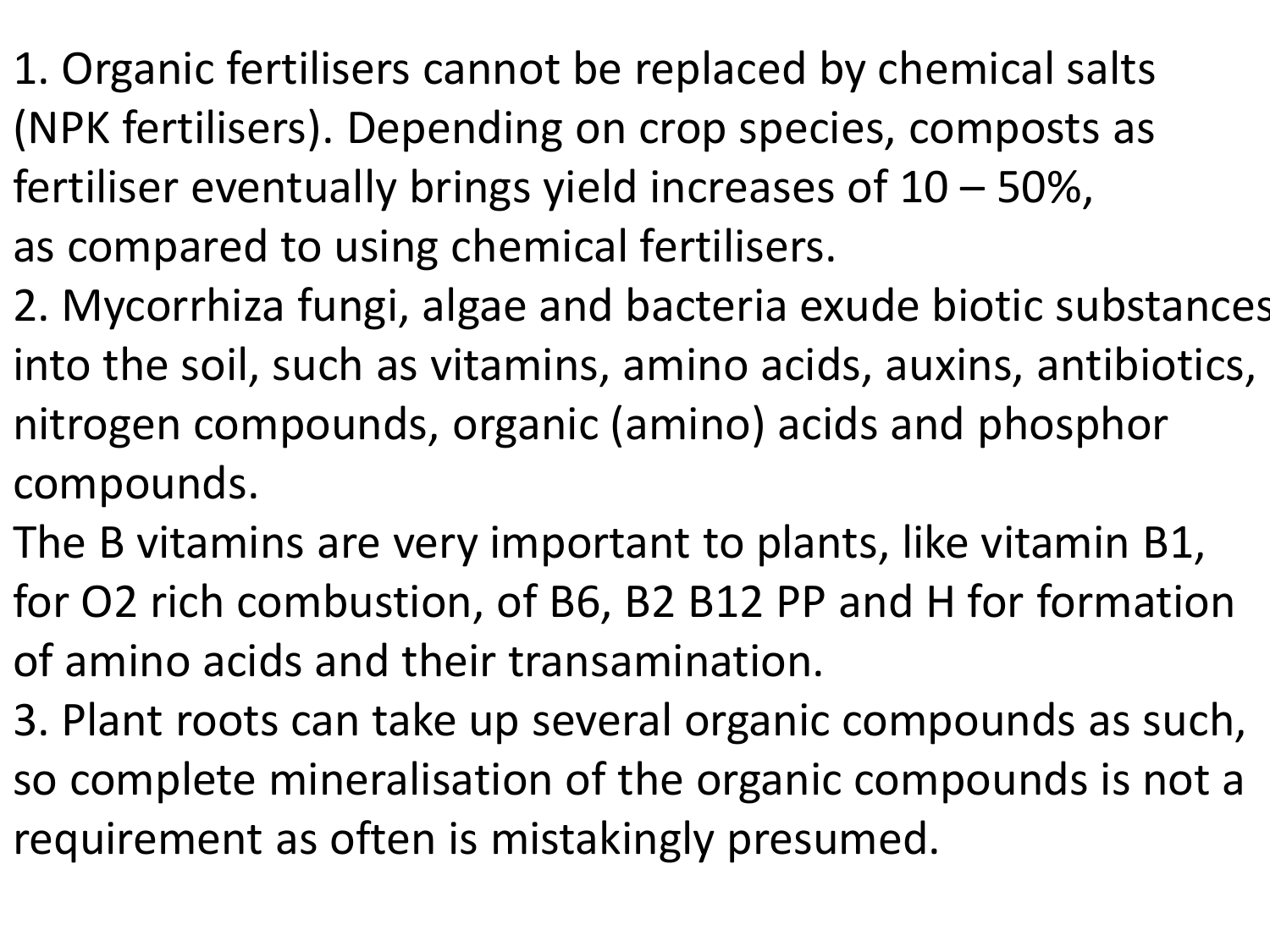1. Organic fertilisers cannot be replaced by chemical salts (NPK fertilisers). Depending on crop species, composts as fertiliser eventually brings yield increases of 10 – 50%, as compared to using chemical fertilisers.
2. Mycorrhiza fungi, algae and bacteria exude biotic substances into the soil, such as vitamins, amino acids, auxins, antibiotics, nitrogen compounds, organic (amino) acids and phosphor compounds.
The B vitamins are very important to plants, like vitamin B1, for $O_2$ rich combustion, of B6, B2 B12 PP and H for formation of amino acids and their transamination.
3. Plant roots can take up several organic compounds as such, so complete mineralisation of the organic compounds is not a requirement as often is mistakingly presumed.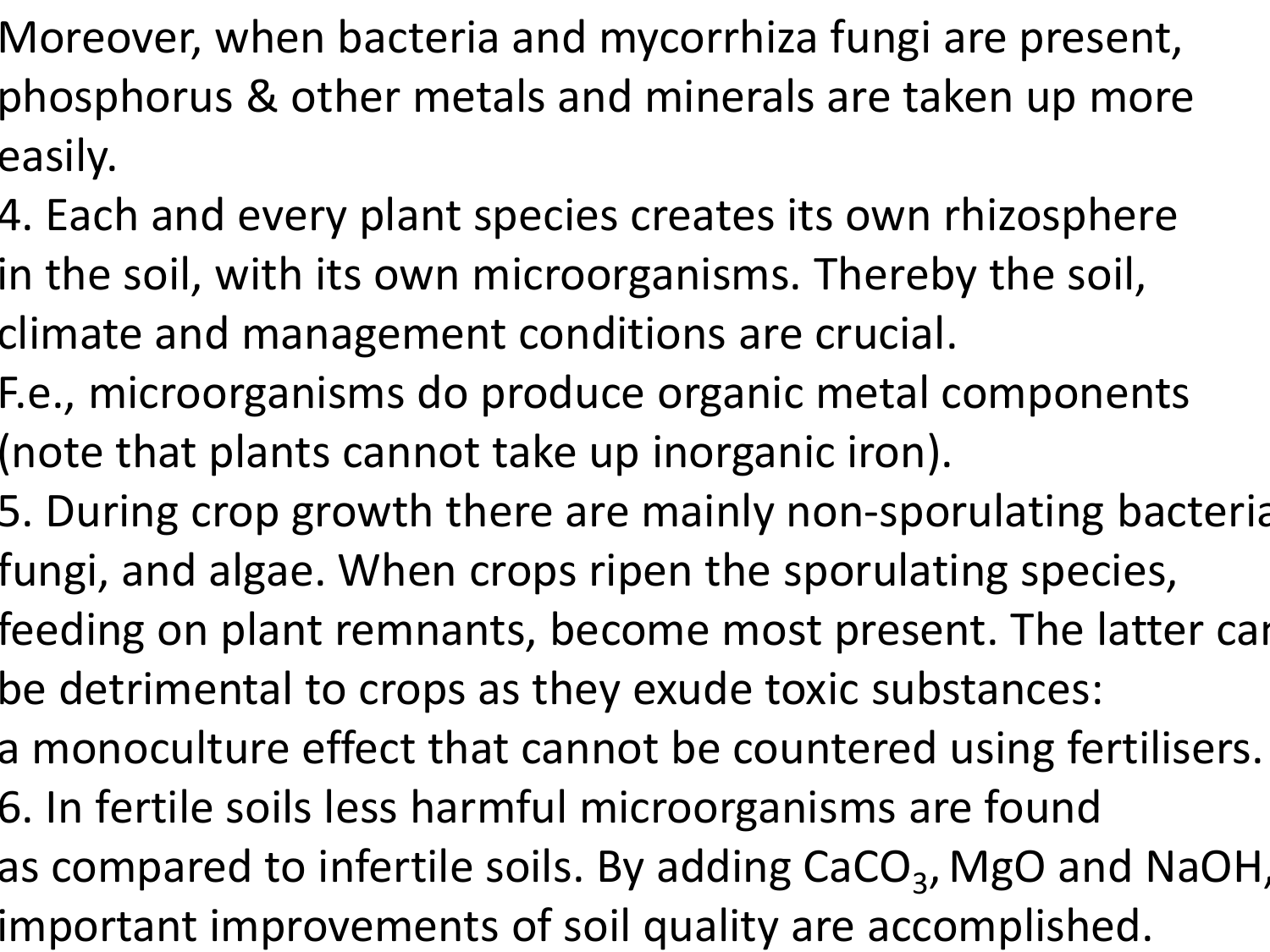Moreover, when bacteria and mycorrhiza fungi are present, phosphorus & other metals and minerals are taken up more easily.

4. Each and every plant species creates its own rhizosphere in the soil, with its own microorganisms. Thereby the soil, climate and management conditions are crucial.
F.e., microorganisms do produce organic metal components (note that plants cannot take up inorganic iron).

5. During crop growth there are mainly non-sporulating bacteria fungi, and algae. When crops ripen the sporulating species, feeding on plant remnants, become most present. The latter can be detrimental to crops as they exude toxic substances: a monoculture effect that cannot be countered using fertilisers.

6. In fertile soils less harmful microorganisms are found as compared to infertile soils. By adding $CaCO_3$, $MgO$ and $NaOH$, important improvements of soil quality are accomplished.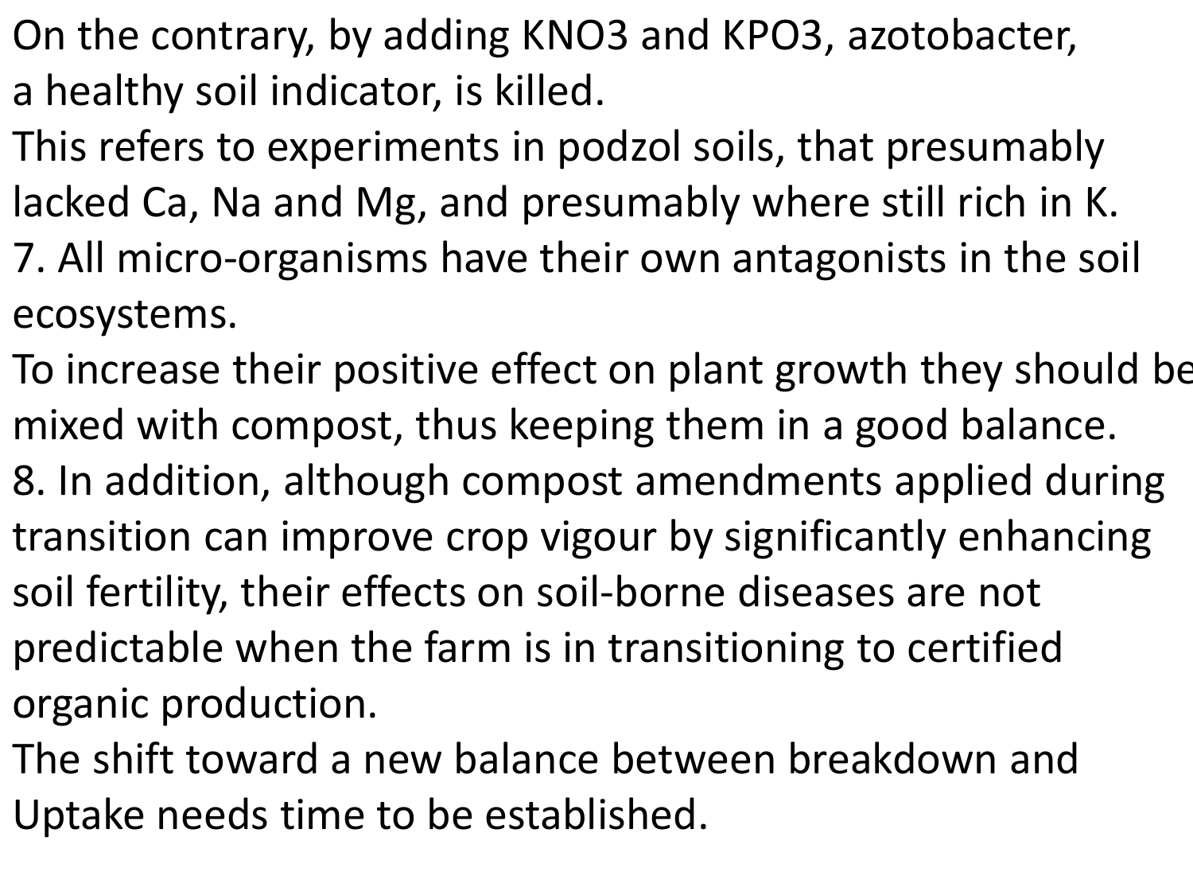On the contrary, by adding $KNO_3$ and $KPO_3$, azotobacter, a healthy soil indicator, is killed.

This refers to experiments in podzol soils, that presumably lacked Ca, Na and Mg, and presumably where still rich in K.

7. All micro-organisms have their own antagonists in the soil ecosystems.

To increase their positive effect on plant growth they should be mixed with compost, thus keeping them in a good balance.

8. In addition, although compost amendments applied during transition can improve crop vigour by significantly enhancing soil fertility, their effects on soil-borne diseases are not predictable when the farm is in transitioning to certified organic production.

The shift toward a new balance between breakdown and Uptake needs time to be established.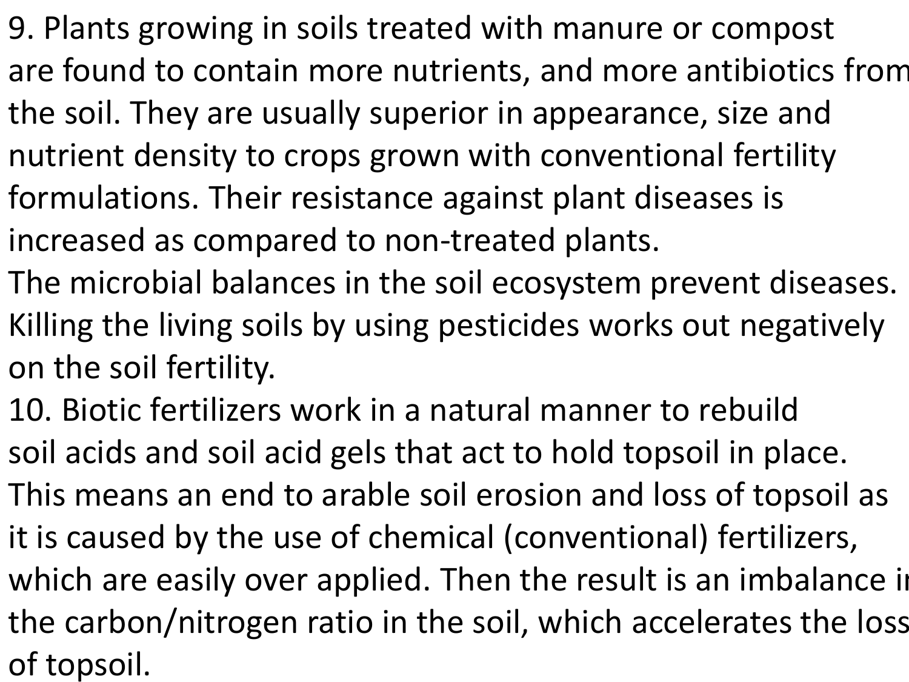9. Plants growing in soils treated with manure or compost are found to contain more nutrients, and more antibiotics from the soil. They are usually superior in appearance, size and nutrient density to crops grown with conventional fertility formulations. Their resistance against plant diseases is increased as compared to non-treated plants.

The microbial balances in the soil ecosystem prevent diseases. Killing the living soils by using pesticides works out negatively on the soil fertility.

10. Biotic fertilizers work in a natural manner to rebuild soil acids and soil acid gels that act to hold topsoil in place. This means an end to arable soil erosion and loss of topsoil as it is caused by the use of chemical (conventional) fertilizers, which are easily over applied. Then the result is an imbalance in the carbon/nitrogen ratio in the soil, which accelerates the loss of topsoil.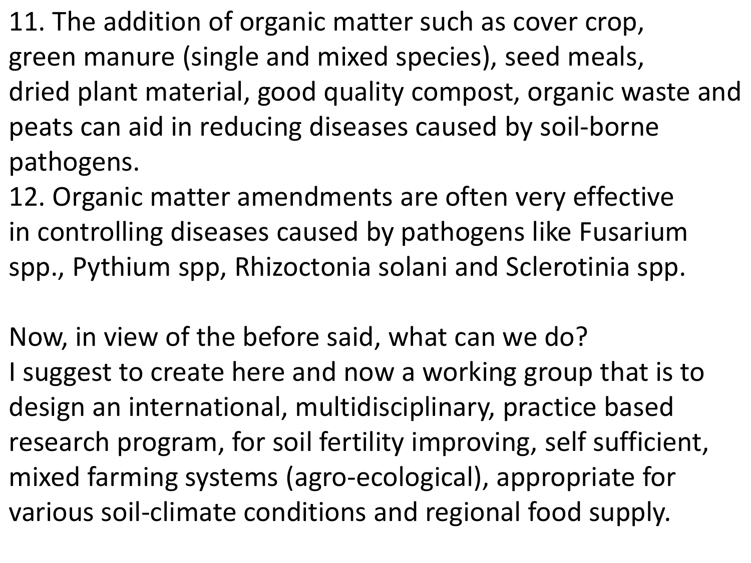11. The addition of organic matter such as cover crop, green manure (single and mixed species), seed meals, dried plant material, good quality compost, organic waste and peats can aid in reducing diseases caused by soil-borne pathogens.

12. Organic matter amendments are often very effective in controlling diseases caused by pathogens like Fusarium spp., Pythium spp, Rhizoctonia solani and Sclerotinia spp.

Now, in view of the before said, what can we do?
I suggest to create here and now a working group that is to design an international, multidisciplinary, practice based research program, for soil fertility improving, self sufficient, mixed farming systems (agro-ecological), appropriate for various soil-climate conditions and regional food supply.